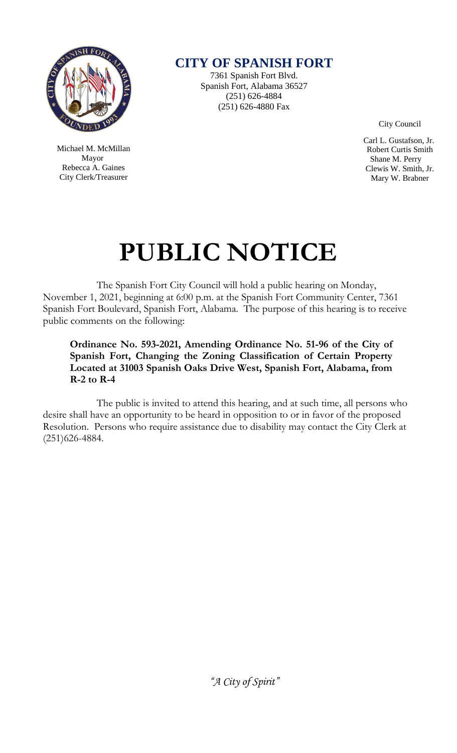## CITY OF SPANISH FORT

7361 Spanish Fort Blvd.
Spanish Fort, Alabama 36527
(251) 626-4884
(251) 626-4880 Fax

Michael M. McMillan
Mayor
Rebecca A. Gaines
City Clerk/Treasurer

City Council

Carl L. Gustafson, Jr.
Robert Curtis Smith
Shane M. Perry
Clewis W. Smith, Jr.
Mary W. Brabner

# PUBLIC NOTICE

The Spanish Fort City Council will hold a public hearing on Monday, November 1, 2021, beginning at 6:00 p.m. at the Spanish Fort Community Center, 7361 Spanish Fort Boulevard, Spanish Fort, Alabama. The purpose of this hearing is to receive public comments on the following:

**Ordinance No. 593-2021, Amending Ordinance No. 51-96 of the City of Spanish Fort, Changing the Zoning Classification of Certain Property Located at 31003 Spanish Oaks Drive West, Spanish Fort, Alabama, from R-2 to R-4**

The public is invited to attend this hearing, and at such time, all persons who desire shall have an opportunity to be heard in opposition to or in favor of the proposed Resolution. Persons who require assistance due to disability may contact the City Clerk at (251)626-4884.

*"A City of Spirit"*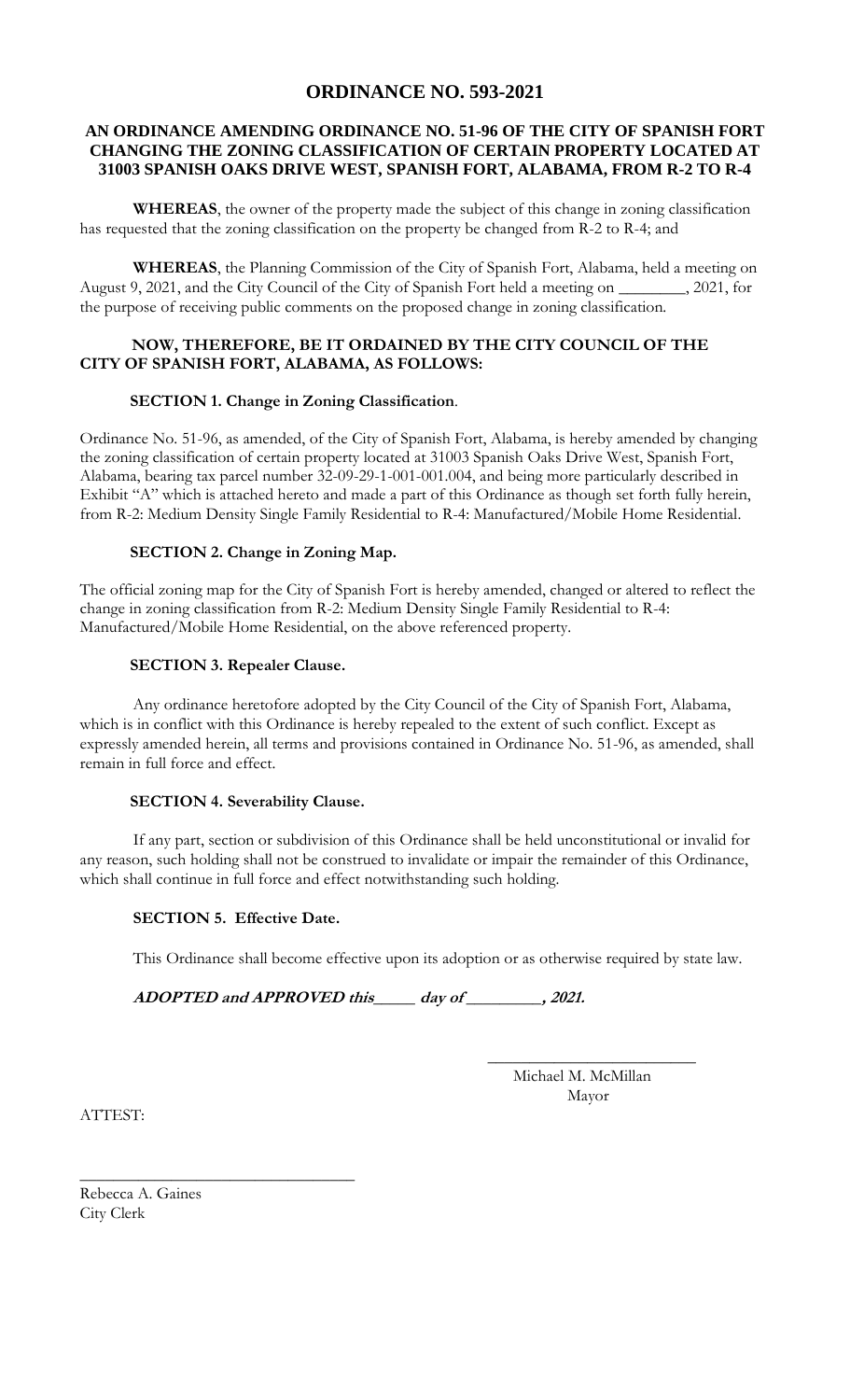# ORDINANCE NO. 593-2021

## AN ORDINANCE AMENDING ORDINANCE NO. 51-96 OF THE CITY OF SPANISH FORT CHANGING THE ZONING CLASSIFICATION OF CERTAIN PROPERTY LOCATED AT 31003 SPANISH OAKS DRIVE WEST, SPANISH FORT, ALABAMA, FROM R-2 TO R-4

**WHEREAS**, the owner of the property made the subject of this change in zoning classification has requested that the zoning classification on the property be changed from R-2 to R-4; and

**WHEREAS**, the Planning Commission of the City of Spanish Fort, Alabama, held a meeting on August 9, 2021, and the City Council of the City of Spanish Fort held a meeting on ________, 2021, for the purpose of receiving public comments on the proposed change in zoning classification.

**NOW, THEREFORE, BE IT ORDAINED BY THE CITY COUNCIL OF THE CITY OF SPANISH FORT, ALABAMA, AS FOLLOWS:**

**SECTION 1. Change in Zoning Classification**.

Ordinance No. 51-96, as amended, of the City of Spanish Fort, Alabama, is hereby amended by changing the zoning classification of certain property located at 31003 Spanish Oaks Drive West, Spanish Fort, Alabama, bearing tax parcel number 32-09-29-1-001-001.004, and being more particularly described in Exhibit "A" which is attached hereto and made a part of this Ordinance as though set forth fully herein, from R-2: Medium Density Single Family Residential to R-4: Manufactured/Mobile Home Residential.

**SECTION 2. Change in Zoning Map.**

The official zoning map for the City of Spanish Fort is hereby amended, changed or altered to reflect the change in zoning classification from R-2: Medium Density Single Family Residential to R-4: Manufactured/Mobile Home Residential, on the above referenced property.

**SECTION 3. Repealer Clause.**

Any ordinance heretofore adopted by the City Council of the City of Spanish Fort, Alabama, which is in conflict with this Ordinance is hereby repealed to the extent of such conflict. Except as expressly amended herein, all terms and provisions contained in Ordinance No. 51-96, as amended, shall remain in full force and effect.

**SECTION 4. Severability Clause.**

If any part, section or subdivision of this Ordinance shall be held unconstitutional or invalid for any reason, such holding shall not be construed to invalidate or impair the remainder of this Ordinance, which shall continue in full force and effect notwithstanding such holding.

**SECTION 5. Effective Date.**

This Ordinance shall become effective upon its adoption or as otherwise required by state law.

***ADOPTED and APPROVED this_____ day of _________, 2021.***

_________________________
Michael M. McMillan
Mayor

ATTEST:

_________________________________
Rebecca A. Gaines
City Clerk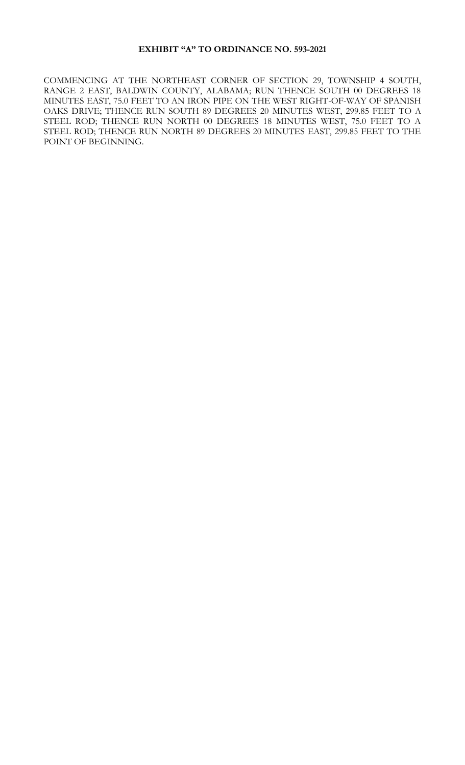**EXHIBIT "A" TO ORDINANCE NO. 593-2021**

COMMENCING AT THE NORTHEAST CORNER OF SECTION 29, TOWNSHIP 4 SOUTH, RANGE 2 EAST, BALDWIN COUNTY, ALABAMA; RUN THENCE SOUTH 00 DEGREES 18 MINUTES EAST, 75.0 FEET TO AN IRON PIPE ON THE WEST RIGHT-OF-WAY OF SPANISH OAKS DRIVE; THENCE RUN SOUTH 89 DEGREES 20 MINUTES WEST, 299.85 FEET TO A STEEL ROD; THENCE RUN NORTH 00 DEGREES 18 MINUTES WEST, 75.0 FEET TO A STEEL ROD; THENCE RUN NORTH 89 DEGREES 20 MINUTES EAST, 299.85 FEET TO THE POINT OF BEGINNING.